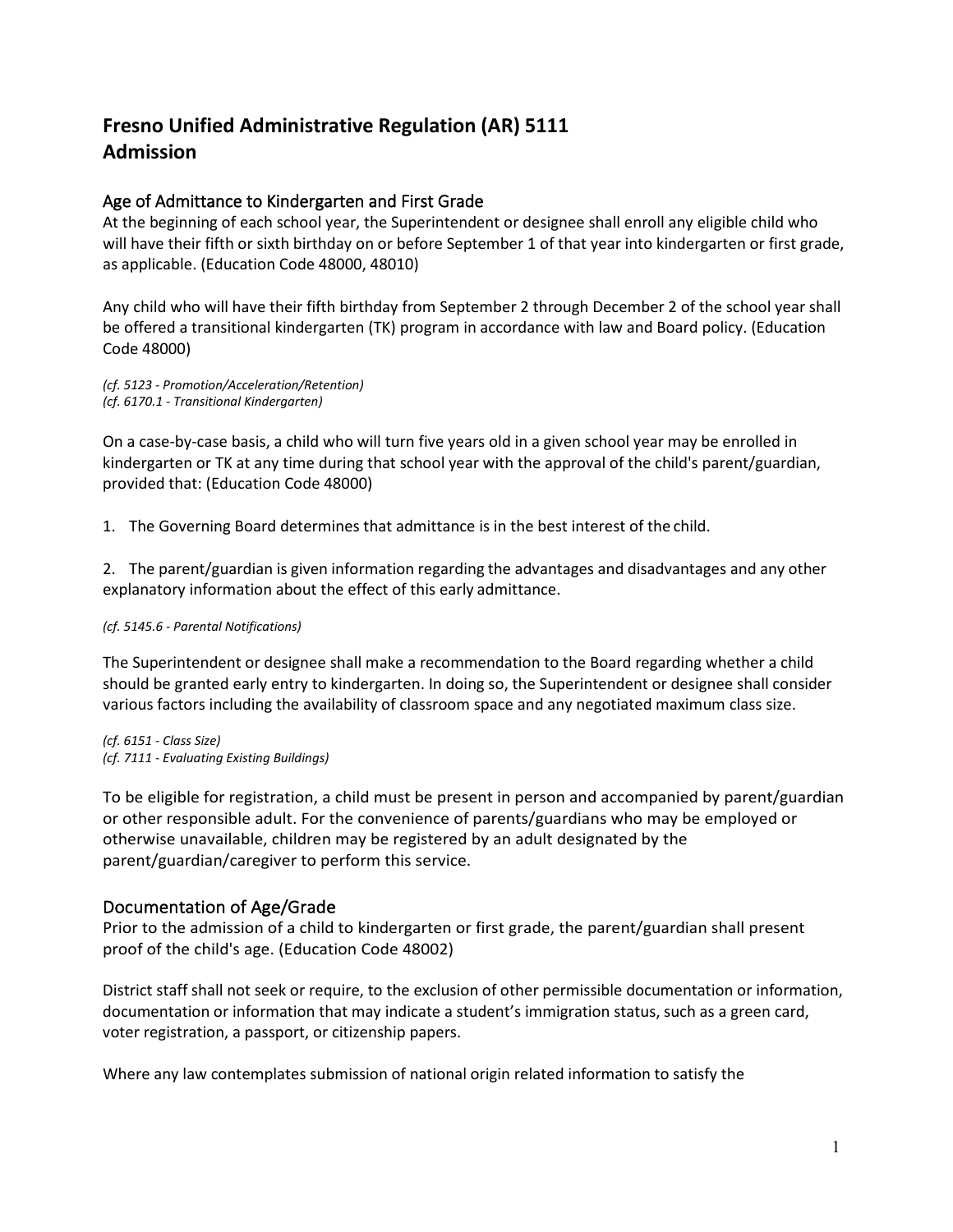# Fresno Unified Administrative Regulation (AR) 5111
# Admission

## Age of Admittance to Kindergarten and First Grade

At the beginning of each school year, the Superintendent or designee shall enroll any eligible child who will have their fifth or sixth birthday on or before September 1 of that year into kindergarten or first grade, as applicable. (Education Code 48000, 48010)

Any child who will have their fifth birthday from September 2 through December 2 of the school year shall be offered a transitional kindergarten (TK) program in accordance with law and Board policy. (Education Code 48000)

*(cf. 5123 - Promotion/Acceleration/Retention)*
*(cf. 6170.1 - Transitional Kindergarten)*

On a case-by-case basis, a child who will turn five years old in a given school year may be enrolled in kindergarten or TK at any time during that school year with the approval of the child's parent/guardian, provided that: (Education Code 48000)

1. The Governing Board determines that admittance is in the best interest of the child.

2. The parent/guardian is given information regarding the advantages and disadvantages and any other explanatory information about the effect of this early admittance.

*(cf. 5145.6 - Parental Notifications)*

The Superintendent or designee shall make a recommendation to the Board regarding whether a child should be granted early entry to kindergarten. In doing so, the Superintendent or designee shall consider various factors including the availability of classroom space and any negotiated maximum class size.

*(cf. 6151 - Class Size)*
*(cf. 7111 - Evaluating Existing Buildings)*

To be eligible for registration, a child must be present in person and accompanied by parent/guardian or other responsible adult. For the convenience of parents/guardians who may be employed or otherwise unavailable, children may be registered by an adult designated by the parent/guardian/caregiver to perform this service.

## Documentation of Age/Grade

Prior to the admission of a child to kindergarten or first grade, the parent/guardian shall present proof of the child's age. (Education Code 48002)

District staff shall not seek or require, to the exclusion of other permissible documentation or information, documentation or information that may indicate a student's immigration status, such as a green card, voter registration, a passport, or citizenship papers.

Where any law contemplates submission of national origin related information to satisfy the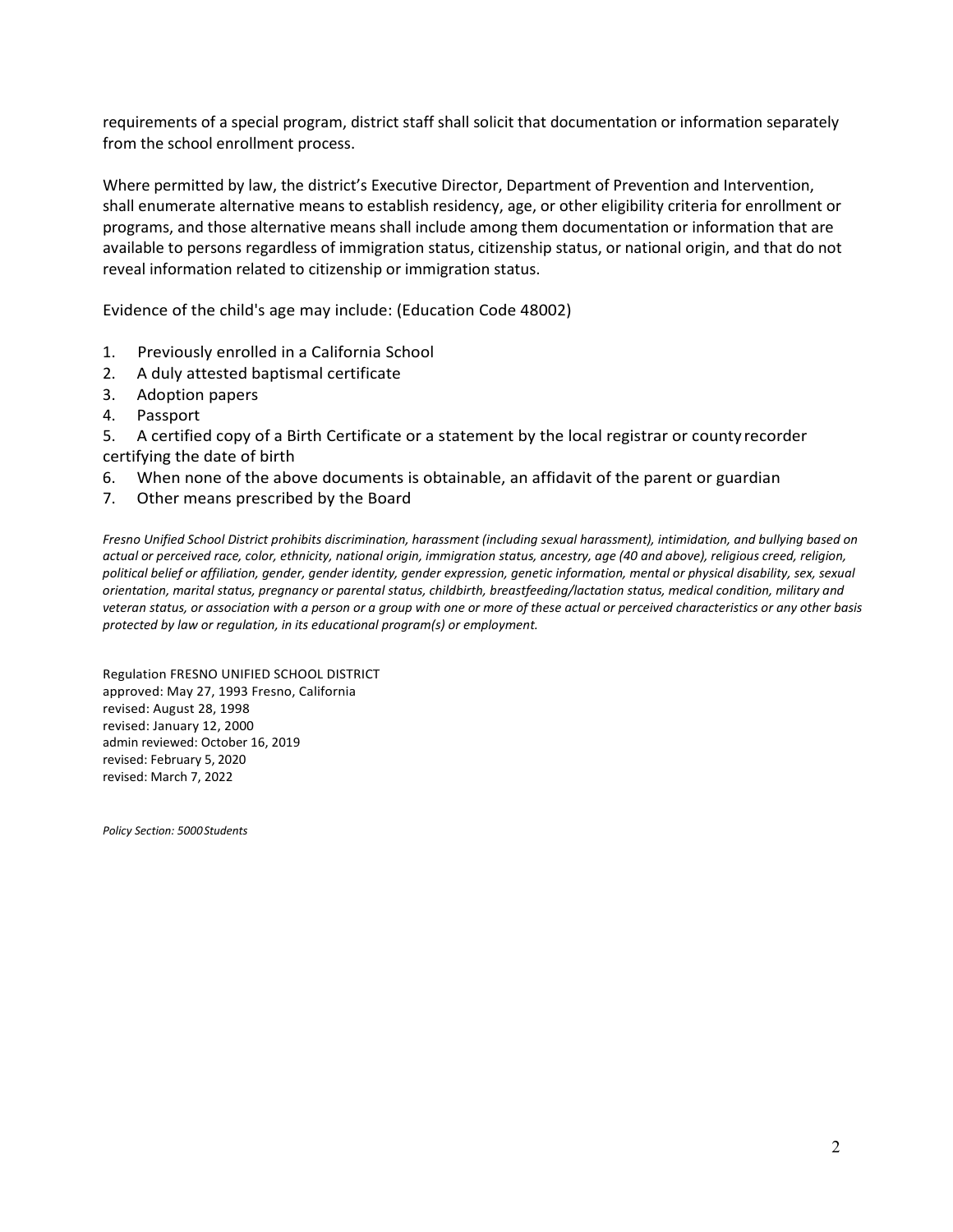requirements of a special program, district staff shall solicit that documentation or information separately from the school enrollment process.

Where permitted by law, the district's Executive Director, Department of Prevention and Intervention, shall enumerate alternative means to establish residency, age, or other eligibility criteria for enrollment or programs, and those alternative means shall include among them documentation or information that are available to persons regardless of immigration status, citizenship status, or national origin, and that do not reveal information related to citizenship or immigration status.

Evidence of the child's age may include: (Education Code 48002)

1. Previously enrolled in a California School
2. A duly attested baptismal certificate
3. Adoption papers
4. Passport
5. A certified copy of a Birth Certificate or a statement by the local registrar or county recorder certifying the date of birth
6. When none of the above documents is obtainable, an affidavit of the parent or guardian
7. Other means prescribed by the Board

*Fresno Unified School District prohibits discrimination, harassment (including sexual harassment), intimidation, and bullying based on actual or perceived race, color, ethnicity, national origin, immigration status, ancestry, age (40 and above), religious creed, religion, political belief or affiliation, gender, gender identity, gender expression, genetic information, mental or physical disability, sex, sexual orientation, marital status, pregnancy or parental status, childbirth, breastfeeding/lactation status, medical condition, military and veteran status, or association with a person or a group with one or more of these actual or perceived characteristics or any other basis protected by law or regulation, in its educational program(s) or employment.*

Regulation FRESNO UNIFIED SCHOOL DISTRICT
approved: May 27, 1993 Fresno, California
revised: August 28, 1998
revised: January 12, 2000
admin reviewed: October 16, 2019
revised: February 5, 2020
revised: March 7, 2022

*Policy Section: 5000 Students*